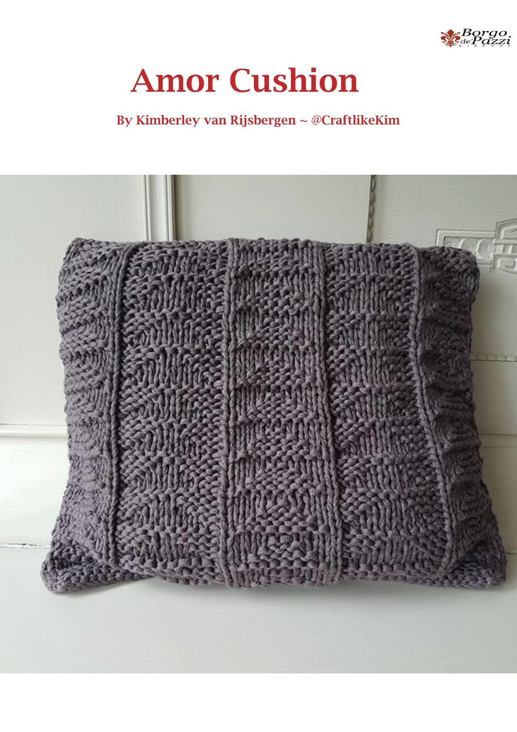# Amor Cushion

**By Kimberley van Rijsbergen ~ @CraftlikeKim**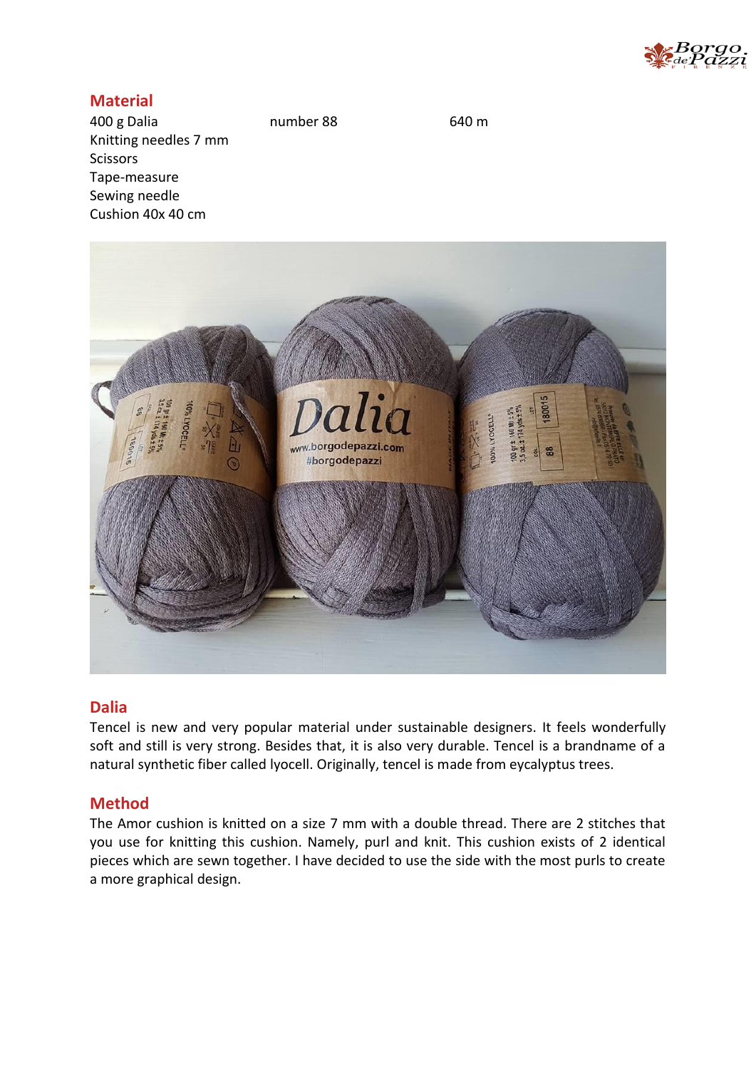## Material

400 g Dalia number 88 640 m
Knitting needles 7 mm
Scissors
Tape-measure
Sewing needle
Cushion 40x 40 cm

## Dalia

Tencel is new and very popular material under sustainable designers. It feels wonderfully soft and still is very strong. Besides that, it is also very durable. Tencel is a brandname of a natural synthetic fiber called lyocell. Originally, tencel is made from eycalyptus trees.

## Method

The Amor cushion is knitted on a size 7 mm with a double thread. There are 2 stitches that you use for knitting this cushion. Namely, purl and knit. This cushion exists of 2 identical pieces which are sewn together. I have decided to use the side with the most purls to create a more graphical design.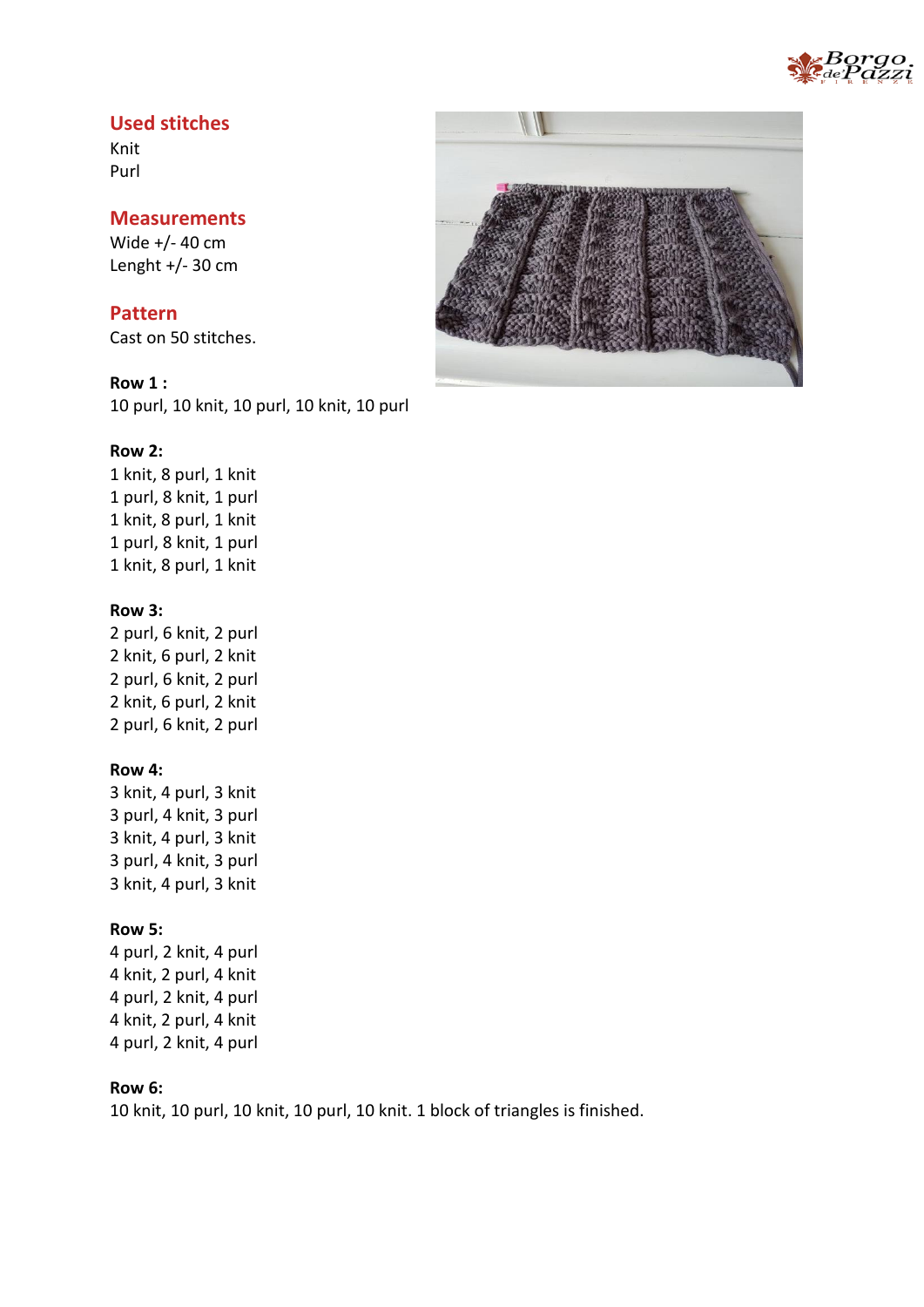## Used stitches

Knit
Purl

## Measurements

Wide +/- 40 cm
Lenght +/- 30 cm

## Pattern

Cast on 50 stitches.

**Row 1 :**
10 purl, 10 knit, 10 purl, 10 knit, 10 purl

**Row 2:**
1 knit, 8 purl, 1 knit
1 purl, 8 knit, 1 purl
1 knit, 8 purl, 1 knit
1 purl, 8 knit, 1 purl
1 knit, 8 purl, 1 knit

**Row 3:**
2 purl, 6 knit, 2 purl
2 knit, 6 purl, 2 knit
2 purl, 6 knit, 2 purl
2 knit, 6 purl, 2 knit
2 purl, 6 knit, 2 purl

**Row 4:**
3 knit, 4 purl, 3 knit
3 purl, 4 knit, 3 purl
3 knit, 4 purl, 3 knit
3 purl, 4 knit, 3 purl
3 knit, 4 purl, 3 knit

**Row 5:**
4 purl, 2 knit, 4 purl
4 knit, 2 purl, 4 knit
4 purl, 2 knit, 4 purl
4 knit, 2 purl, 4 knit
4 purl, 2 knit, 4 purl

**Row 6:**
10 knit, 10 purl, 10 knit, 10 purl, 10 knit. 1 block of triangles is finished.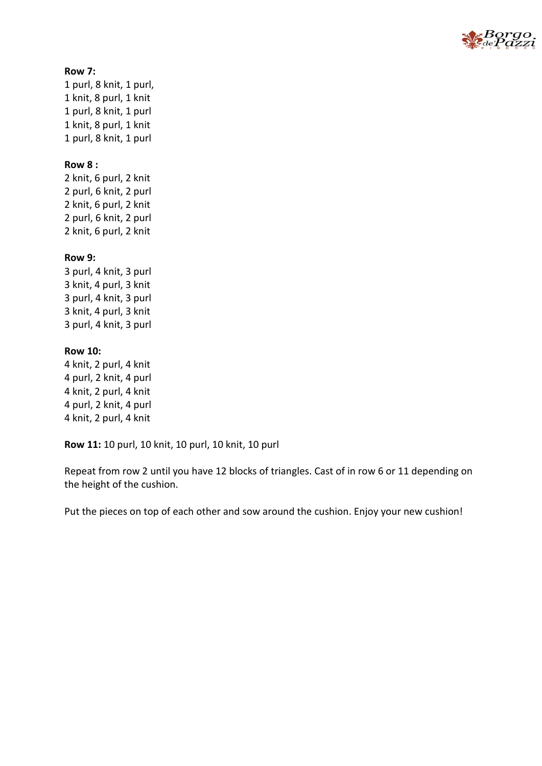**Row 7:**
1 purl, 8 knit, 1 purl,
1 knit, 8 purl, 1 knit
1 purl, 8 knit, 1 purl
1 knit, 8 purl, 1 knit
1 purl, 8 knit, 1 purl

**Row 8 :**
2 knit, 6 purl, 2 knit
2 purl, 6 knit, 2 purl
2 knit, 6 purl, 2 knit
2 purl, 6 knit, 2 purl
2 knit, 6 purl, 2 knit

**Row 9:**
3 purl, 4 knit, 3 purl
3 knit, 4 purl, 3 knit
3 purl, 4 knit, 3 purl
3 knit, 4 purl, 3 knit
3 purl, 4 knit, 3 purl

**Row 10:**
4 knit, 2 purl, 4 knit
4 purl, 2 knit, 4 purl
4 knit, 2 purl, 4 knit
4 purl, 2 knit, 4 purl
4 knit, 2 purl, 4 knit

**Row 11:** 10 purl, 10 knit, 10 purl, 10 knit, 10 purl

Repeat from row 2 until you have 12 blocks of triangles. Cast of in row 6 or 11 depending on the height of the cushion.

Put the pieces on top of each other and sow around the cushion. Enjoy your new cushion!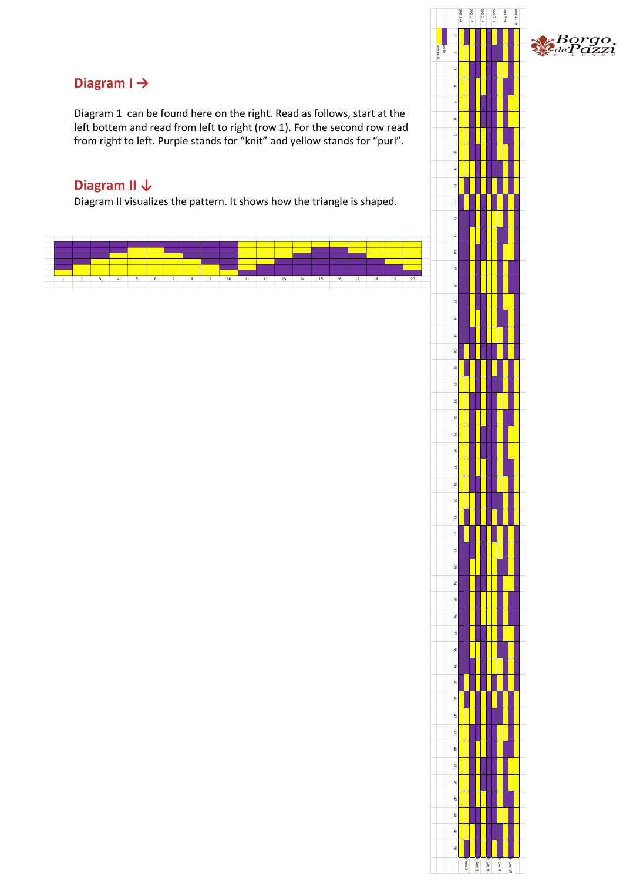## Diagram I →

Diagram 1 can be found here on the right. Read as follows, start at the left bottom and read from left to right (row 1). For the second row read from right to left. Purple stands for “knit” and yellow stands for “purl”.

## Diagram II ↓

Diagram II visualizes the pattern. It shows how the triangle is shaped.

1 2 3 4 5 6 7 8 9 10 11 12 13 14 15 16 17 18 19 20

Borgo de Pazzi FIRENZE